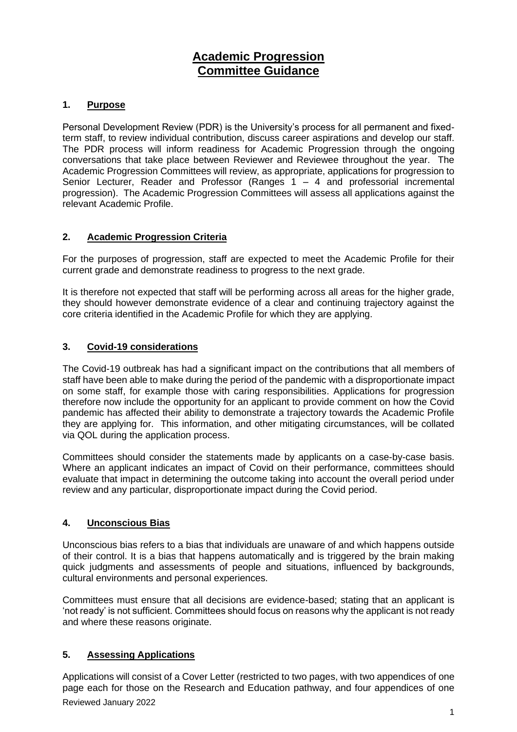# Academic Progression Committee Guidance

## 1. Purpose

Personal Development Review (PDR) is the University's process for all permanent and fixed-term staff, to review individual contribution, discuss career aspirations and develop our staff. The PDR process will inform readiness for Academic Progression through the ongoing conversations that take place between Reviewer and Reviewee throughout the year. The Academic Progression Committees will review, as appropriate, applications for progression to Senior Lecturer, Reader and Professor (Ranges 1 – 4 and professorial incremental progression). The Academic Progression Committees will assess all applications against the relevant Academic Profile.

## 2. Academic Progression Criteria

For the purposes of progression, staff are expected to meet the Academic Profile for their current grade and demonstrate readiness to progress to the next grade.

It is therefore not expected that staff will be performing across all areas for the higher grade, they should however demonstrate evidence of a clear and continuing trajectory against the core criteria identified in the Academic Profile for which they are applying.

## 3. Covid-19 considerations

The Covid-19 outbreak has had a significant impact on the contributions that all members of staff have been able to make during the period of the pandemic with a disproportionate impact on some staff, for example those with caring responsibilities. Applications for progression therefore now include the opportunity for an applicant to provide comment on how the Covid pandemic has affected their ability to demonstrate a trajectory towards the Academic Profile they are applying for. This information, and other mitigating circumstances, will be collated via QOL during the application process.

Committees should consider the statements made by applicants on a case-by-case basis. Where an applicant indicates an impact of Covid on their performance, committees should evaluate that impact in determining the outcome taking into account the overall period under review and any particular, disproportionate impact during the Covid period.

## 4. Unconscious Bias

Unconscious bias refers to a bias that individuals are unaware of and which happens outside of their control. It is a bias that happens automatically and is triggered by the brain making quick judgments and assessments of people and situations, influenced by backgrounds, cultural environments and personal experiences.

Committees must ensure that all decisions are evidence-based; stating that an applicant is 'not ready' is not sufficient. Committees should focus on reasons why the applicant is not ready and where these reasons originate.

## 5. Assessing Applications

Applications will consist of a Cover Letter (restricted to two pages, with two appendices of one page each for those on the Research and Education pathway, and four appendices of one

Reviewed January 2022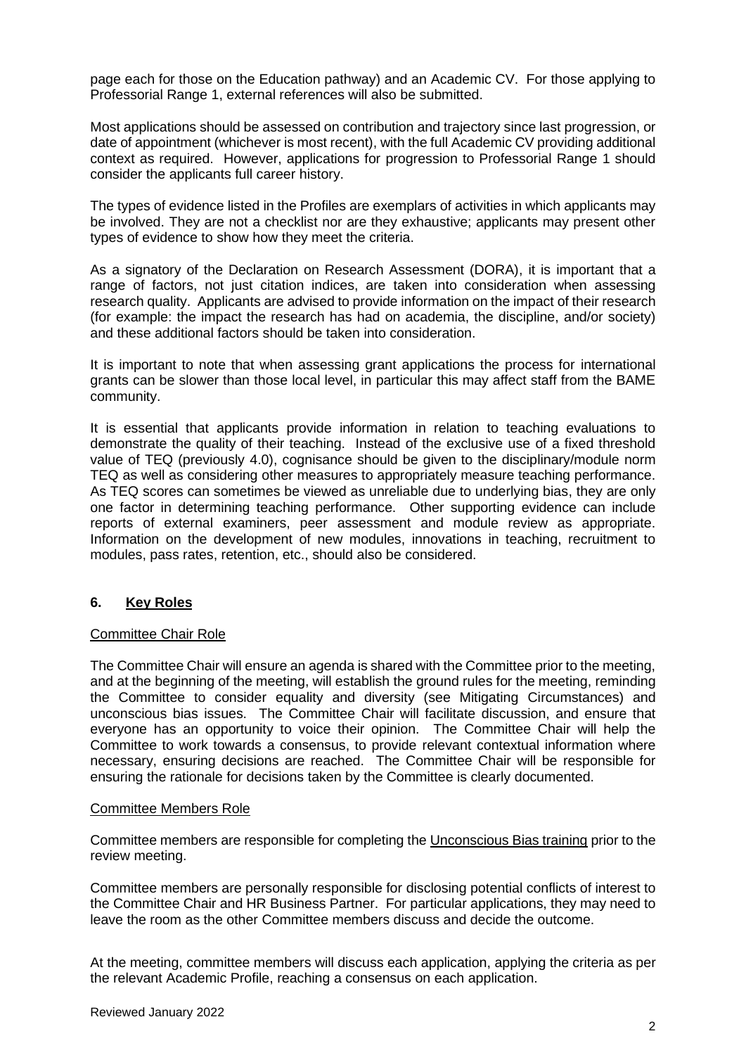page each for those on the Education pathway) and an Academic CV. For those applying to Professorial Range 1, external references will also be submitted.

Most applications should be assessed on contribution and trajectory since last progression, or date of appointment (whichever is most recent), with the full Academic CV providing additional context as required. However, applications for progression to Professorial Range 1 should consider the applicants full career history.

The types of evidence listed in the Profiles are exemplars of activities in which applicants may be involved. They are not a checklist nor are they exhaustive; applicants may present other types of evidence to show how they meet the criteria.

As a signatory of the Declaration on Research Assessment (DORA), it is important that a range of factors, not just citation indices, are taken into consideration when assessing research quality. Applicants are advised to provide information on the impact of their research (for example: the impact the research has had on academia, the discipline, and/or society) and these additional factors should be taken into consideration.

It is important to note that when assessing grant applications the process for international grants can be slower than those local level, in particular this may affect staff from the BAME community.

It is essential that applicants provide information in relation to teaching evaluations to demonstrate the quality of their teaching. Instead of the exclusive use of a fixed threshold value of TEQ (previously 4.0), cognisance should be given to the disciplinary/module norm TEQ as well as considering other measures to appropriately measure teaching performance. As TEQ scores can sometimes be viewed as unreliable due to underlying bias, they are only one factor in determining teaching performance. Other supporting evidence can include reports of external examiners, peer assessment and module review as appropriate. Information on the development of new modules, innovations in teaching, recruitment to modules, pass rates, retention, etc., should also be considered.

## 6. Key Roles

### Committee Chair Role

The Committee Chair will ensure an agenda is shared with the Committee prior to the meeting, and at the beginning of the meeting, will establish the ground rules for the meeting, reminding the Committee to consider equality and diversity (see Mitigating Circumstances) and unconscious bias issues. The Committee Chair will facilitate discussion, and ensure that everyone has an opportunity to voice their opinion. The Committee Chair will help the Committee to work towards a consensus, to provide relevant contextual information where necessary, ensuring decisions are reached. The Committee Chair will be responsible for ensuring the rationale for decisions taken by the Committee is clearly documented.

### Committee Members Role

Committee members are responsible for completing the Unconscious Bias training prior to the review meeting.

Committee members are personally responsible for disclosing potential conflicts of interest to the Committee Chair and HR Business Partner. For particular applications, they may need to leave the room as the other Committee members discuss and decide the outcome.

At the meeting, committee members will discuss each application, applying the criteria as per the relevant Academic Profile, reaching a consensus on each application.

Reviewed January 2022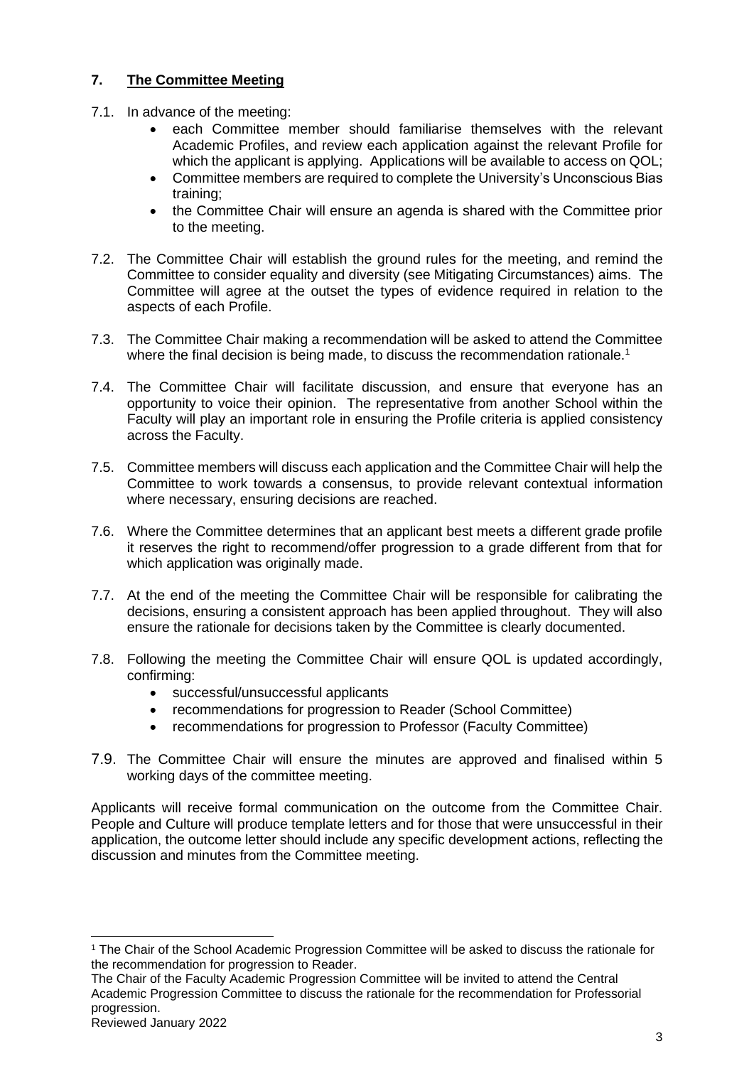## 7. The Committee Meeting

7.1. In advance of the meeting:

- each Committee member should familiarise themselves with the relevant Academic Profiles, and review each application against the relevant Profile for which the applicant is applying. Applications will be available to access on QOL;
- Committee members are required to complete the University's Unconscious Bias training;
- the Committee Chair will ensure an agenda is shared with the Committee prior to the meeting.

7.2. The Committee Chair will establish the ground rules for the meeting, and remind the Committee to consider equality and diversity (see Mitigating Circumstances) aims. The Committee will agree at the outset the types of evidence required in relation to the aspects of each Profile.

7.3. The Committee Chair making a recommendation will be asked to attend the Committee where the final decision is being made, to discuss the recommendation rationale.[1]

7.4. The Committee Chair will facilitate discussion, and ensure that everyone has an opportunity to voice their opinion. The representative from another School within the Faculty will play an important role in ensuring the Profile criteria is applied consistency across the Faculty.

7.5. Committee members will discuss each application and the Committee Chair will help the Committee to work towards a consensus, to provide relevant contextual information where necessary, ensuring decisions are reached.

7.6. Where the Committee determines that an applicant best meets a different grade profile it reserves the right to recommend/offer progression to a grade different from that for which application was originally made.

7.7. At the end of the meeting the Committee Chair will be responsible for calibrating the decisions, ensuring a consistent approach has been applied throughout. They will also ensure the rationale for decisions taken by the Committee is clearly documented.

7.8. Following the meeting the Committee Chair will ensure QOL is updated accordingly, confirming:

- successful/unsuccessful applicants
- recommendations for progression to Reader (School Committee)
- recommendations for progression to Professor (Faculty Committee)

7.9. The Committee Chair will ensure the minutes are approved and finalised within 5 working days of the committee meeting.

Applicants will receive formal communication on the outcome from the Committee Chair. People and Culture will produce template letters and for those that were unsuccessful in their application, the outcome letter should include any specific development actions, reflecting the discussion and minutes from the Committee meeting.

---

[1] The Chair of the School Academic Progression Committee will be asked to discuss the rationale for the recommendation for progression to Reader.

The Chair of the Faculty Academic Progression Committee will be invited to attend the Central Academic Progression Committee to discuss the rationale for the recommendation for Professorial progression.

Reviewed January 2022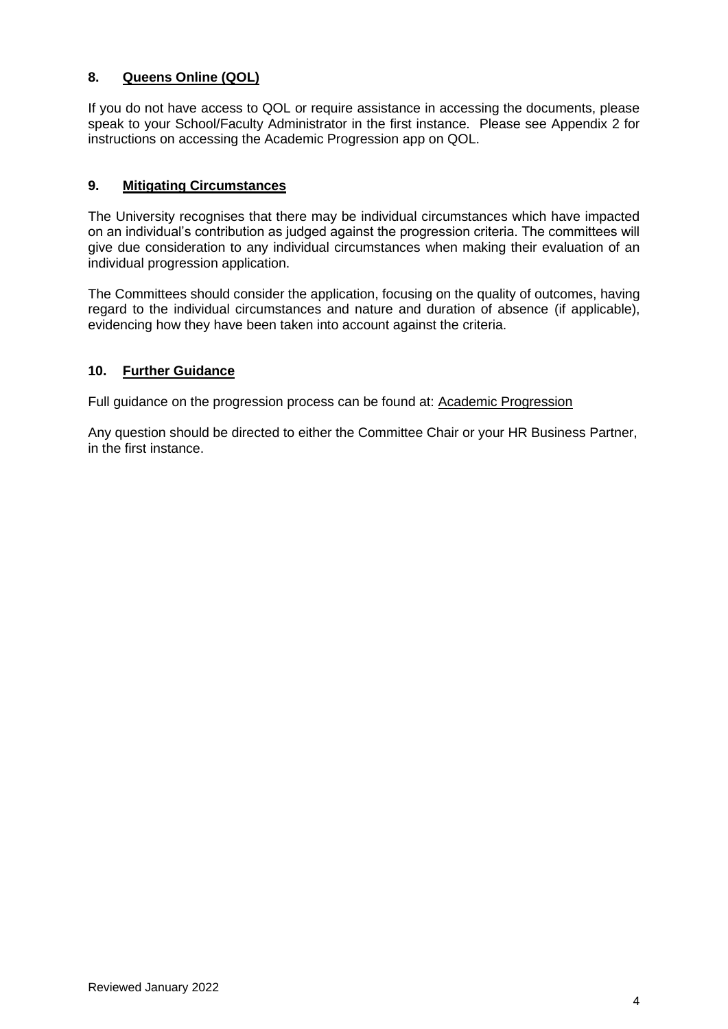## 8. Queens Online (QOL)

If you do not have access to QOL or require assistance in accessing the documents, please speak to your School/Faculty Administrator in the first instance. Please see Appendix 2 for instructions on accessing the Academic Progression app on QOL.

## 9. Mitigating Circumstances

The University recognises that there may be individual circumstances which have impacted on an individual's contribution as judged against the progression criteria. The committees will give due consideration to any individual circumstances when making their evaluation of an individual progression application.

The Committees should consider the application, focusing on the quality of outcomes, having regard to the individual circumstances and nature and duration of absence (if applicable), evidencing how they have been taken into account against the criteria.

## 10. Further Guidance

Full guidance on the progression process can be found at: Academic Progression

Any question should be directed to either the Committee Chair or your HR Business Partner, in the first instance.

Reviewed January 2022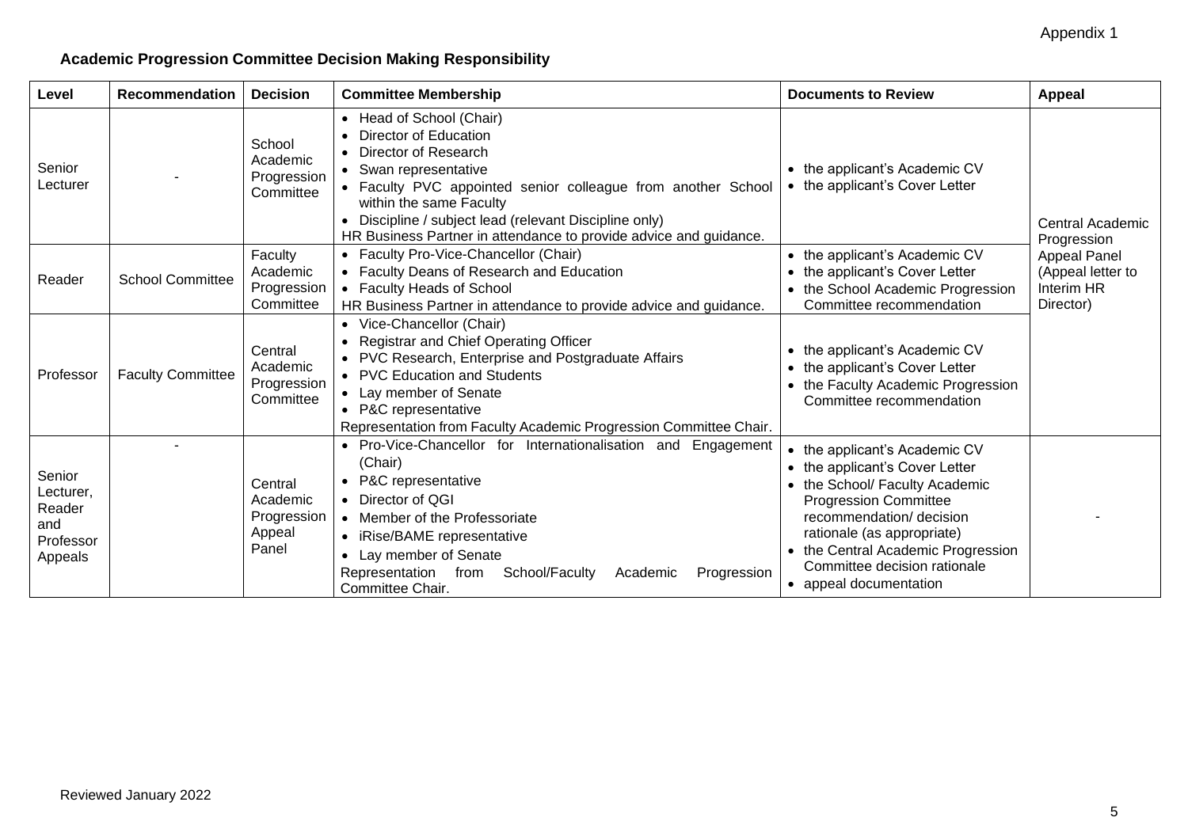Appendix 1

**Academic Progression Committee Decision Making Responsibility**

| Level | Recommendation | Decision | Committee Membership | Documents to Review | Appeal |
|---|---|---|---|---|---|
| Senior Lecturer | - | School Academic Progression Committee | • Head of School (Chair)<br>• Director of Education<br>• Director of Research<br>• Swan representative<br>• Faculty PVC appointed senior colleague from another School within the same Faculty<br>• Discipline / subject lead (relevant Discipline only)<br>HR Business Partner in attendance to provide advice and guidance. | • the applicant's Academic CV<br>• the applicant's Cover Letter | Central Academic Progression Appeal Panel (Appeal letter to Interim HR Director) |
| Reader | School Committee | Faculty Academic Progression Committee | • Faculty Pro-Vice-Chancellor (Chair)<br>• Faculty Deans of Research and Education<br>• Faculty Heads of School<br>HR Business Partner in attendance to provide advice and guidance. | • the applicant's Academic CV<br>• the applicant's Cover Letter<br>• the School Academic Progression Committee recommendation | |
| Professor | Faculty Committee | Central Academic Progression Committee | • Vice-Chancellor (Chair)<br>• Registrar and Chief Operating Officer<br>• PVC Research, Enterprise and Postgraduate Affairs<br>• PVC Education and Students<br>• Lay member of Senate<br>• P&C representative<br>Representation from Faculty Academic Progression Committee Chair. | • the applicant's Academic CV<br>• the applicant's Cover Letter<br>• the Faculty Academic Progression Committee recommendation | |
| Senior Lecturer, Reader and Professor Appeals | - | Central Academic Progression Appeal Panel | • Pro-Vice-Chancellor for Internationalisation and Engagement (Chair)<br>• P&C representative<br>• Director of QGI<br>• Member of the Professoriate<br>• iRise/BAME representative<br>• Lay member of Senate<br>Representation from School/Faculty Academic Progression Committee Chair. | • the applicant's Academic CV<br>• the applicant's Cover Letter<br>• the School/ Faculty Academic Progression Committee recommendation/ decision rationale (as appropriate)<br>• the Central Academic Progression Committee decision rationale<br>• appeal documentation | - |

Reviewed January 2022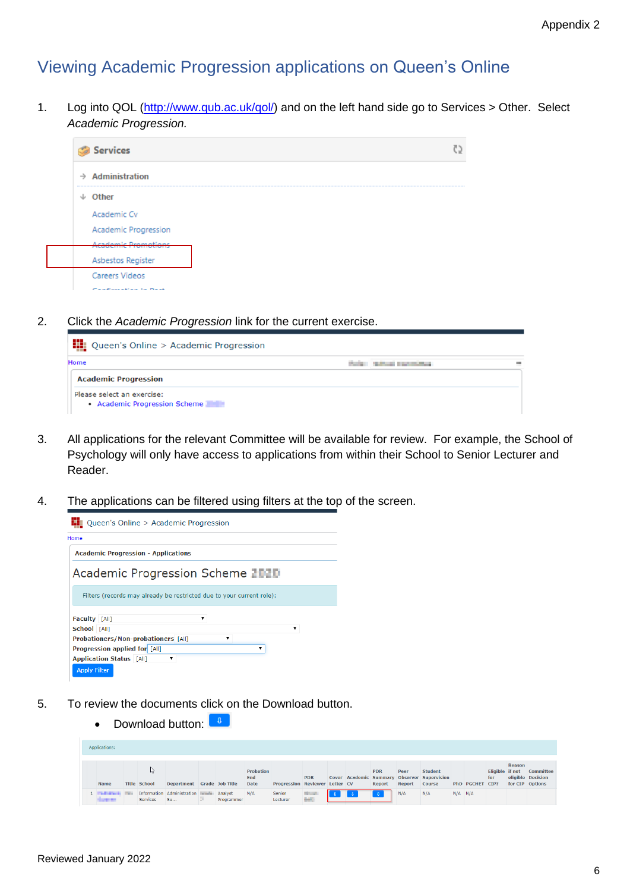# Viewing Academic Progression applications on Queen's Online

1. Log into QOL (http://www.qub.ac.uk/qol/) and on the left hand side go to Services > Other. Select *Academic Progression.*

Services

- Administration
- Other
  - Academic Cv
  - Academic Progression
  - Academic Promotions
  - Asbestos Register
  - Careers Videos

2. Click the *Academic Progression* link for the current exercise.

Queen's Online > Academic Progression

Home

Academic Progression

Please select an exercise:

- Academic Progression Scheme

3. All applications for the relevant Committee will be available for review. For example, the School of Psychology will only have access to applications from within their School to Senior Lecturer and Reader.

4. The applications can be filtered using filters at the top of the screen.

Queen's Online > Academic Progression

Home

Academic Progression - Applications

Academic Progression Scheme

Filters (records may already be restricted due to your current role):

Faculty [All]
School [All]
Probationers/Non-probationers [All]
Progression applied for [All]
Application Status [All]
Apply Filter

5. To review the documents click on the Download button.

   - Download button:

Applications:

| | Name | Title | School | Department | Grade | Job Title | Probation End Date | Progression | PDR Reviewer | Cover Letter | Academic CV | PDR Summary Report | Peer Observer Report | Student Supervision Course | PhD | PGCHET | Eligible for CIP? | Reason if not eligible for CIP | Committee Decision Options |
|---|---|---|---|---|---|---|---|---|---|---|---|---|---|---|---|---|---|---|---|
| 1 | | | Information Services | Administration Su... | | Analyst Programmer | N/A | Senior Lecturer | | | | | N/A | N/A | N/A | N/A | | | |

Reviewed January 2022